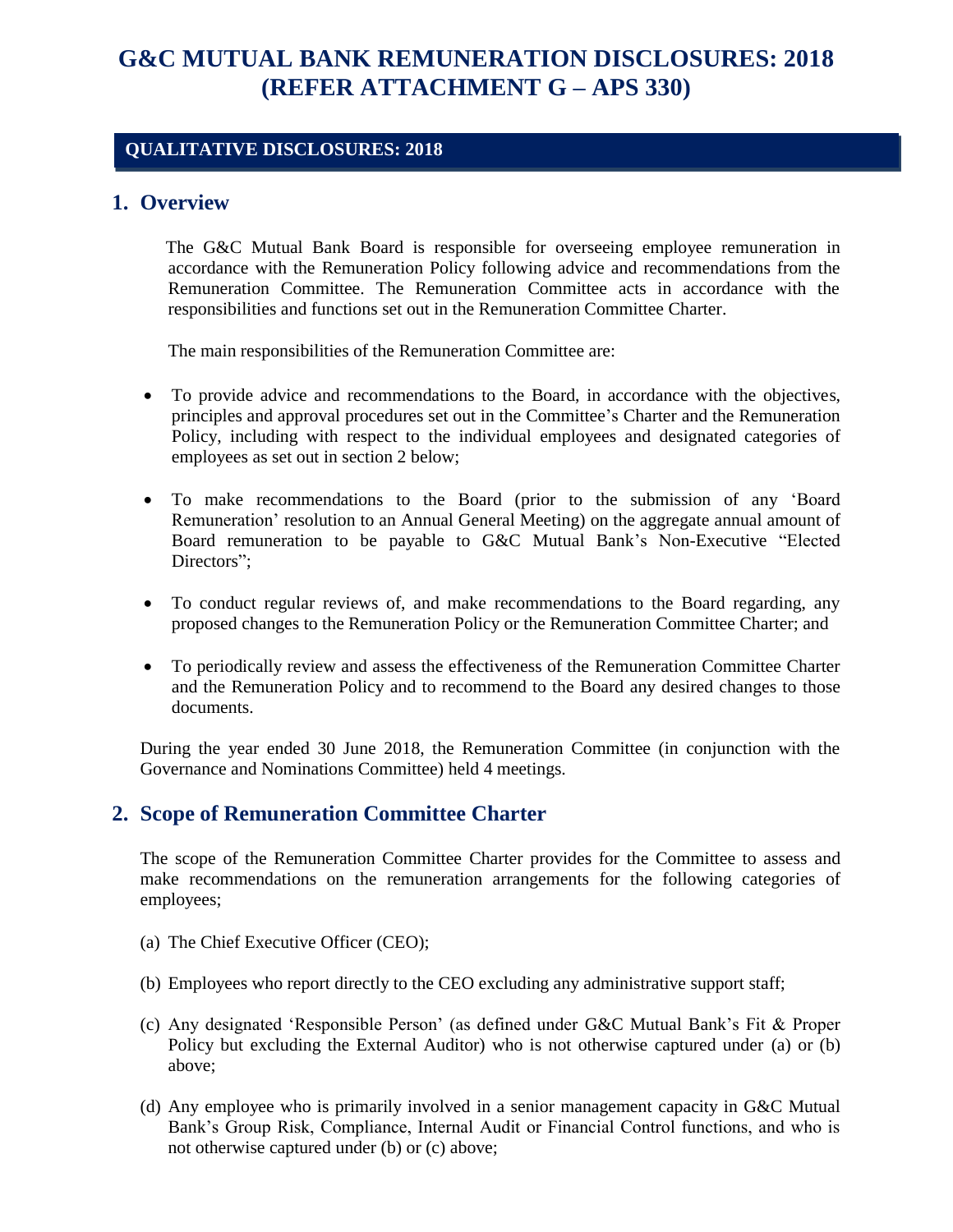# G&C MUTUAL BANK REMUNERATION DISCLOSURES: 2018 (REFER ATTACHMENT G – APS 330)

## QUALITATIVE DISCLOSURES: 2018

## 1. Overview

The G&C Mutual Bank Board is responsible for overseeing employee remuneration in accordance with the Remuneration Policy following advice and recommendations from the Remuneration Committee. The Remuneration Committee acts in accordance with the responsibilities and functions set out in the Remuneration Committee Charter.

The main responsibilities of the Remuneration Committee are:

- To provide advice and recommendations to the Board, in accordance with the objectives, principles and approval procedures set out in the Committee's Charter and the Remuneration Policy, including with respect to the individual employees and designated categories of employees as set out in section 2 below;
- To make recommendations to the Board (prior to the submission of any 'Board Remuneration' resolution to an Annual General Meeting) on the aggregate annual amount of Board remuneration to be payable to G&C Mutual Bank's Non-Executive "Elected Directors";
- To conduct regular reviews of, and make recommendations to the Board regarding, any proposed changes to the Remuneration Policy or the Remuneration Committee Charter; and
- To periodically review and assess the effectiveness of the Remuneration Committee Charter and the Remuneration Policy and to recommend to the Board any desired changes to those documents.

During the year ended 30 June 2018, the Remuneration Committee (in conjunction with the Governance and Nominations Committee) held 4 meetings.

## 2. Scope of Remuneration Committee Charter

The scope of the Remuneration Committee Charter provides for the Committee to assess and make recommendations on the remuneration arrangements for the following categories of employees;

(a) The Chief Executive Officer (CEO);

(b) Employees who report directly to the CEO excluding any administrative support staff;

(c) Any designated 'Responsible Person' (as defined under G&C Mutual Bank's Fit & Proper Policy but excluding the External Auditor) who is not otherwise captured under (a) or (b) above;

(d) Any employee who is primarily involved in a senior management capacity in G&C Mutual Bank's Group Risk, Compliance, Internal Audit or Financial Control functions, and who is not otherwise captured under (b) or (c) above;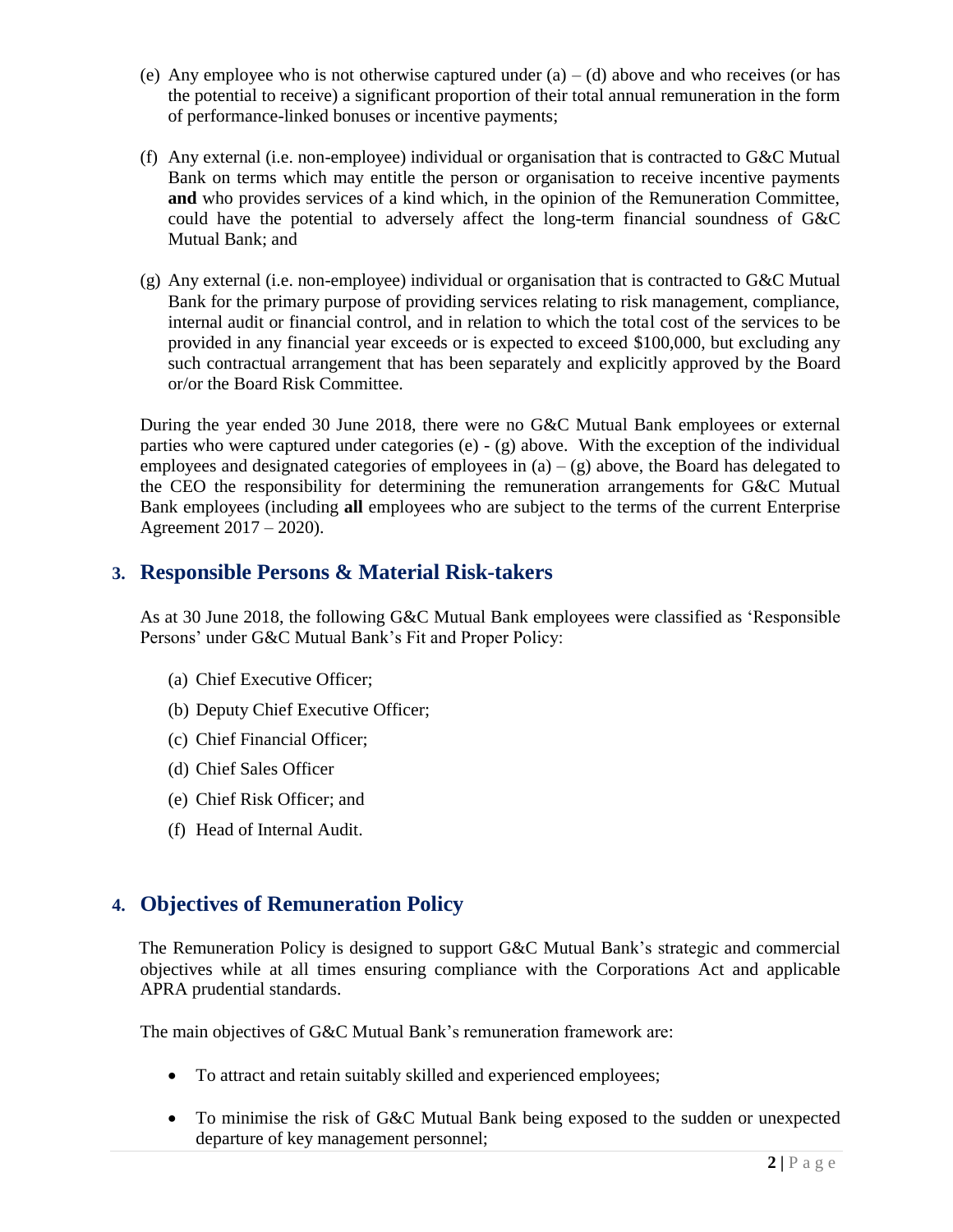(e) Any employee who is not otherwise captured under (a) – (d) above and who receives (or has the potential to receive) a significant proportion of their total annual remuneration in the form of performance-linked bonuses or incentive payments;

(f) Any external (i.e. non-employee) individual or organisation that is contracted to G&C Mutual Bank on terms which may entitle the person or organisation to receive incentive payments **and** who provides services of a kind which, in the opinion of the Remuneration Committee, could have the potential to adversely affect the long-term financial soundness of G&C Mutual Bank; and

(g) Any external (i.e. non-employee) individual or organisation that is contracted to G&C Mutual Bank for the primary purpose of providing services relating to risk management, compliance, internal audit or financial control, and in relation to which the total cost of the services to be provided in any financial year exceeds or is expected to exceed $100,000, but excluding any such contractual arrangement that has been separately and explicitly approved by the Board or/or the Board Risk Committee.

During the year ended 30 June 2018, there were no G&C Mutual Bank employees or external parties who were captured under categories (e) - (g) above. With the exception of the individual employees and designated categories of employees in (a) – (g) above, the Board has delegated to the CEO the responsibility for determining the remuneration arrangements for G&C Mutual Bank employees (including **all** employees who are subject to the terms of the current Enterprise Agreement 2017 – 2020).

## 3. Responsible Persons & Material Risk-takers

As at 30 June 2018, the following G&C Mutual Bank employees were classified as 'Responsible Persons' under G&C Mutual Bank's Fit and Proper Policy:

(a) Chief Executive Officer;

(b) Deputy Chief Executive Officer;

(c) Chief Financial Officer;

(d) Chief Sales Officer

(e) Chief Risk Officer; and

(f) Head of Internal Audit.

## 4. Objectives of Remuneration Policy

The Remuneration Policy is designed to support G&C Mutual Bank's strategic and commercial objectives while at all times ensuring compliance with the Corporations Act and applicable APRA prudential standards.

The main objectives of G&C Mutual Bank's remuneration framework are:

- To attract and retain suitably skilled and experienced employees;
- To minimise the risk of G&C Mutual Bank being exposed to the sudden or unexpected departure of key management personnel;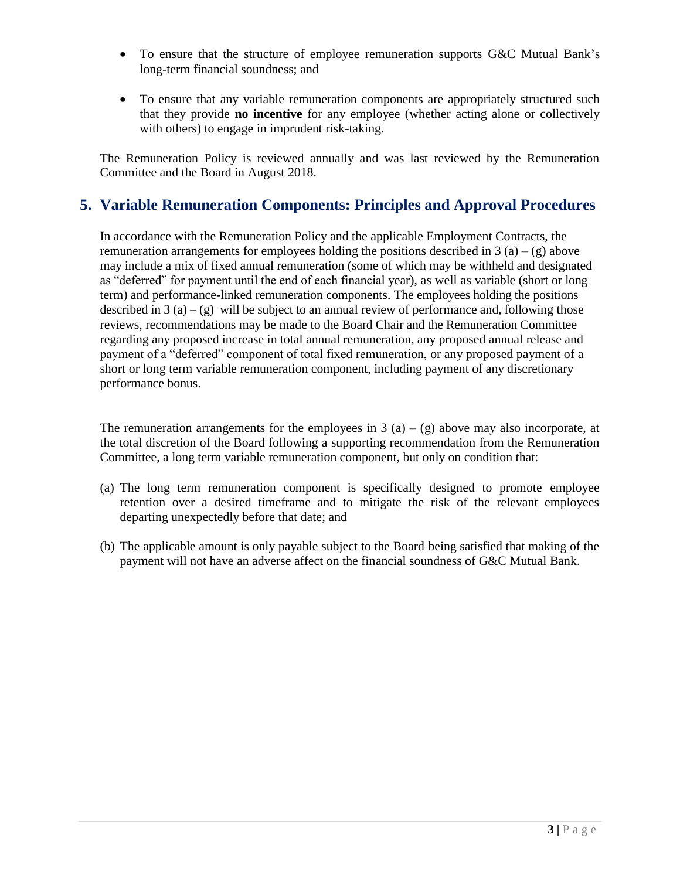- To ensure that the structure of employee remuneration supports G&C Mutual Bank's long-term financial soundness; and

- To ensure that any variable remuneration components are appropriately structured such that they provide **no incentive** for any employee (whether acting alone or collectively with others) to engage in imprudent risk-taking.

The Remuneration Policy is reviewed annually and was last reviewed by the Remuneration Committee and the Board in August 2018.

## 5. Variable Remuneration Components: Principles and Approval Procedures

In accordance with the Remuneration Policy and the applicable Employment Contracts, the remuneration arrangements for employees holding the positions described in 3 (a) – (g) above may include a mix of fixed annual remuneration (some of which may be withheld and designated as "deferred" for payment until the end of each financial year), as well as variable (short or long term) and performance-linked remuneration components. The employees holding the positions described in 3 (a) – (g) will be subject to an annual review of performance and, following those reviews, recommendations may be made to the Board Chair and the Remuneration Committee regarding any proposed increase in total annual remuneration, any proposed annual release and payment of a "deferred" component of total fixed remuneration, or any proposed payment of a short or long term variable remuneration component, including payment of any discretionary performance bonus.

The remuneration arrangements for the employees in 3 (a) – (g) above may also incorporate, at the total discretion of the Board following a supporting recommendation from the Remuneration Committee, a long term variable remuneration component, but only on condition that:

(a) The long term remuneration component is specifically designed to promote employee retention over a desired timeframe and to mitigate the risk of the relevant employees departing unexpectedly before that date; and

(b) The applicable amount is only payable subject to the Board being satisfied that making of the payment will not have an adverse affect on the financial soundness of G&C Mutual Bank.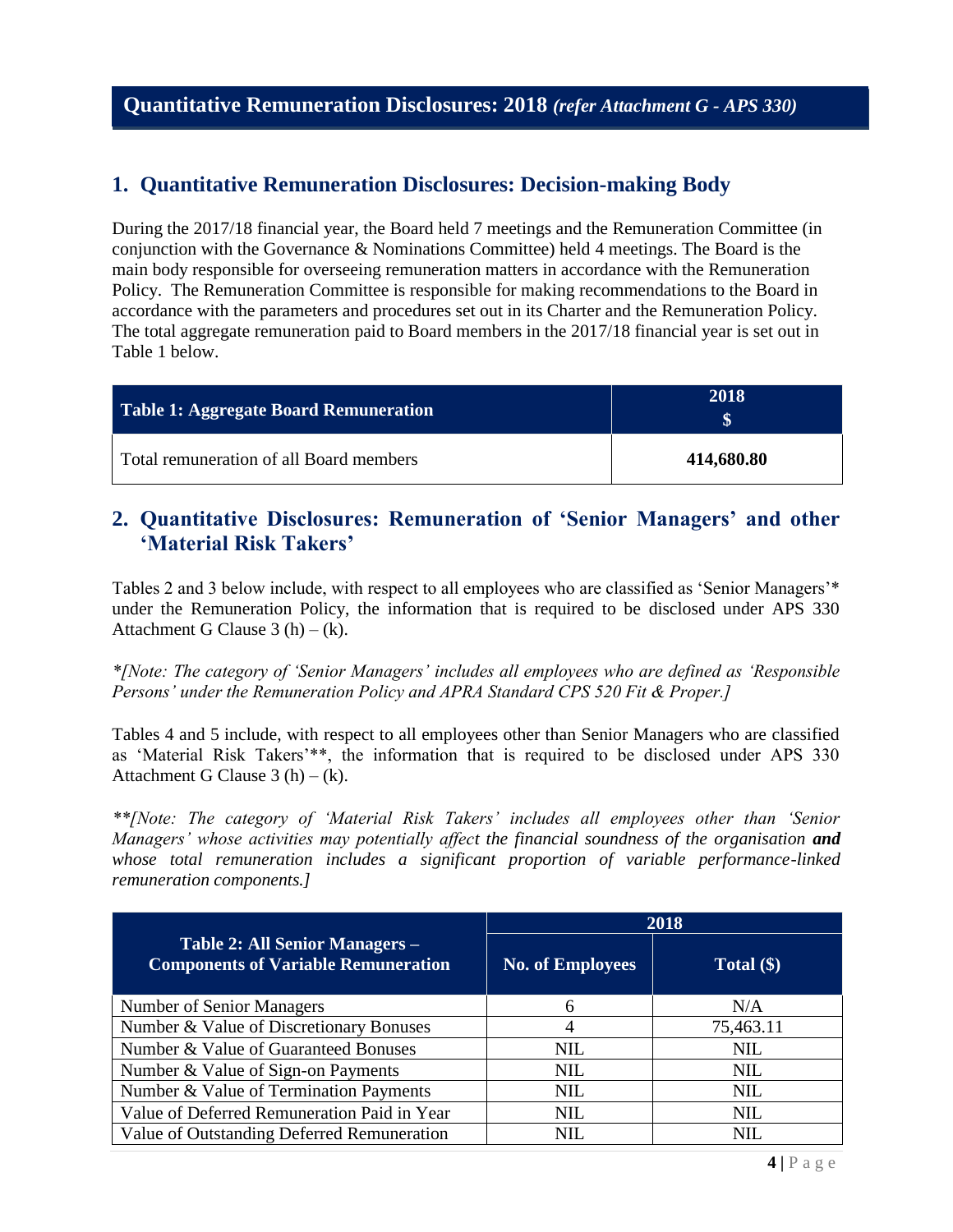## Quantitative Remuneration Disclosures: 2018 *(refer Attachment G - APS 330)*

### 1. Quantitative Remuneration Disclosures: Decision-making Body

During the 2017/18 financial year, the Board held 7 meetings and the Remuneration Committee (in conjunction with the Governance & Nominations Committee) held 4 meetings. The Board is the main body responsible for overseeing remuneration matters in accordance with the Remuneration Policy. The Remuneration Committee is responsible for making recommendations to the Board in accordance with the parameters and procedures set out in its Charter and the Remuneration Policy. The total aggregate remuneration paid to Board members in the 2017/18 financial year is set out in Table 1 below.

| Table 1: Aggregate Board Remuneration | 2018 $ |
|---|---|
| Total remuneration of all Board members | **414,680.80** |

### 2. Quantitative Disclosures: Remuneration of 'Senior Managers' and other 'Material Risk Takers'

Tables 2 and 3 below include, with respect to all employees who are classified as 'Senior Managers'* under the Remuneration Policy, the information that is required to be disclosed under APS 330 Attachment G Clause 3 (h) – (k).

*\*[Note: The category of 'Senior Managers' includes all employees who are defined as 'Responsible Persons' under the Remuneration Policy and APRA Standard CPS 520 Fit & Proper.]*

Tables 4 and 5 include, with respect to all employees other than Senior Managers who are classified as 'Material Risk Takers'**, the information that is required to be disclosed under APS 330 Attachment G Clause 3 (h) – (k).

*\*\*[Note: The category of 'Material Risk Takers' includes all employees other than 'Senior Managers' whose activities may potentially affect the financial soundness of the organisation* ***and*** *whose total remuneration includes a significant proportion of variable performance-linked remuneration components.]*

| Table 2: All Senior Managers – Components of Variable Remuneration | 2018 | |
|---|---|---|
| | No. of Employees | Total ($) |
| Number of Senior Managers | 6 | N/A |
| Number & Value of Discretionary Bonuses | 4 | 75,463.11 |
| Number & Value of Guaranteed Bonuses | NIL | NIL |
| Number & Value of Sign-on Payments | NIL | NIL |
| Number & Value of Termination Payments | NIL | NIL |
| Value of Deferred Remuneration Paid in Year | NIL | NIL |
| Value of Outstanding Deferred Remuneration | NIL | NIL |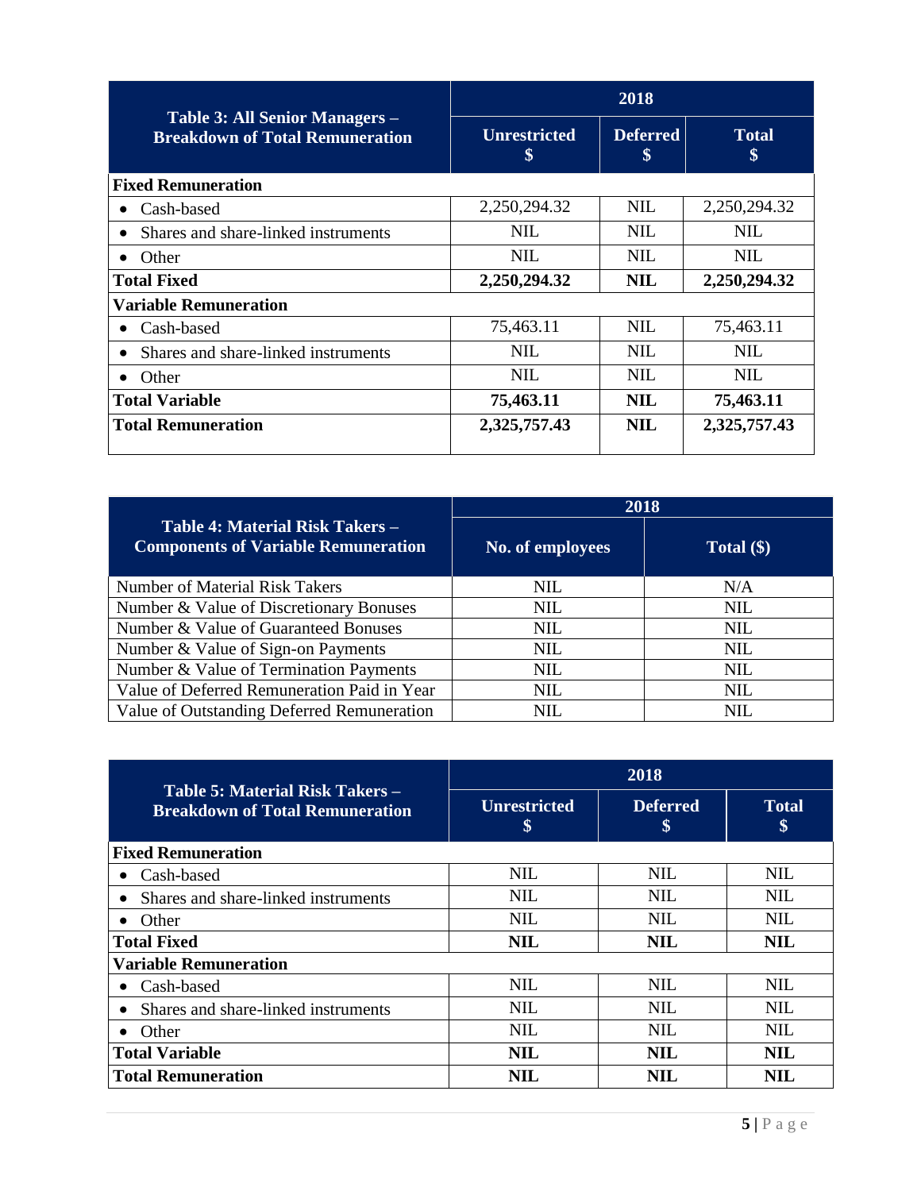| Table 3: All Senior Managers – Breakdown of Total Remuneration | 2018 | | |
|---|---|---|---|
| | **Unrestricted $** | **Deferred $** | **Total $** |
| **Fixed Remuneration** | | | |
| • Cash-based | 2,250,294.32 | NIL | 2,250,294.32 |
| • Shares and share-linked instruments | NIL | NIL | NIL |
| • Other | NIL | NIL | NIL |
| **Total Fixed** | **2,250,294.32** | **NIL** | **2,250,294.32** |
| **Variable Remuneration** | | | |
| • Cash-based | 75,463.11 | NIL | 75,463.11 |
| • Shares and share-linked instruments | NIL | NIL | NIL |
| • Other | NIL | NIL | NIL |
| **Total Variable** | **75,463.11** | **NIL** | **75,463.11** |
| **Total Remuneration** | **2,325,757.43** | **NIL** | **2,325,757.43** |

| Table 4: Material Risk Takers – Components of Variable Remuneration | 2018 | |
|---|---|---|
| | **No. of employees** | **Total ($)** |
| Number of Material Risk Takers | NIL | N/A |
| Number & Value of Discretionary Bonuses | NIL | NIL |
| Number & Value of Guaranteed Bonuses | NIL | NIL |
| Number & Value of Sign-on Payments | NIL | NIL |
| Number & Value of Termination Payments | NIL | NIL |
| Value of Deferred Remuneration Paid in Year | NIL | NIL |
| Value of Outstanding Deferred Remuneration | NIL | NIL |

| Table 5: Material Risk Takers – Breakdown of Total Remuneration | 2018 | | |
|---|---|---|---|
| | **Unrestricted $** | **Deferred $** | **Total $** |
| **Fixed Remuneration** | | | |
| • Cash-based | NIL | NIL | NIL |
| • Shares and share-linked instruments | NIL | NIL | NIL |
| • Other | NIL | NIL | NIL |
| **Total Fixed** | **NIL** | **NIL** | **NIL** |
| **Variable Remuneration** | | | |
| • Cash-based | NIL | NIL | NIL |
| • Shares and share-linked instruments | NIL | NIL | NIL |
| • Other | NIL | NIL | NIL |
| **Total Variable** | **NIL** | **NIL** | **NIL** |
| **Total Remuneration** | **NIL** | **NIL** | **NIL** |